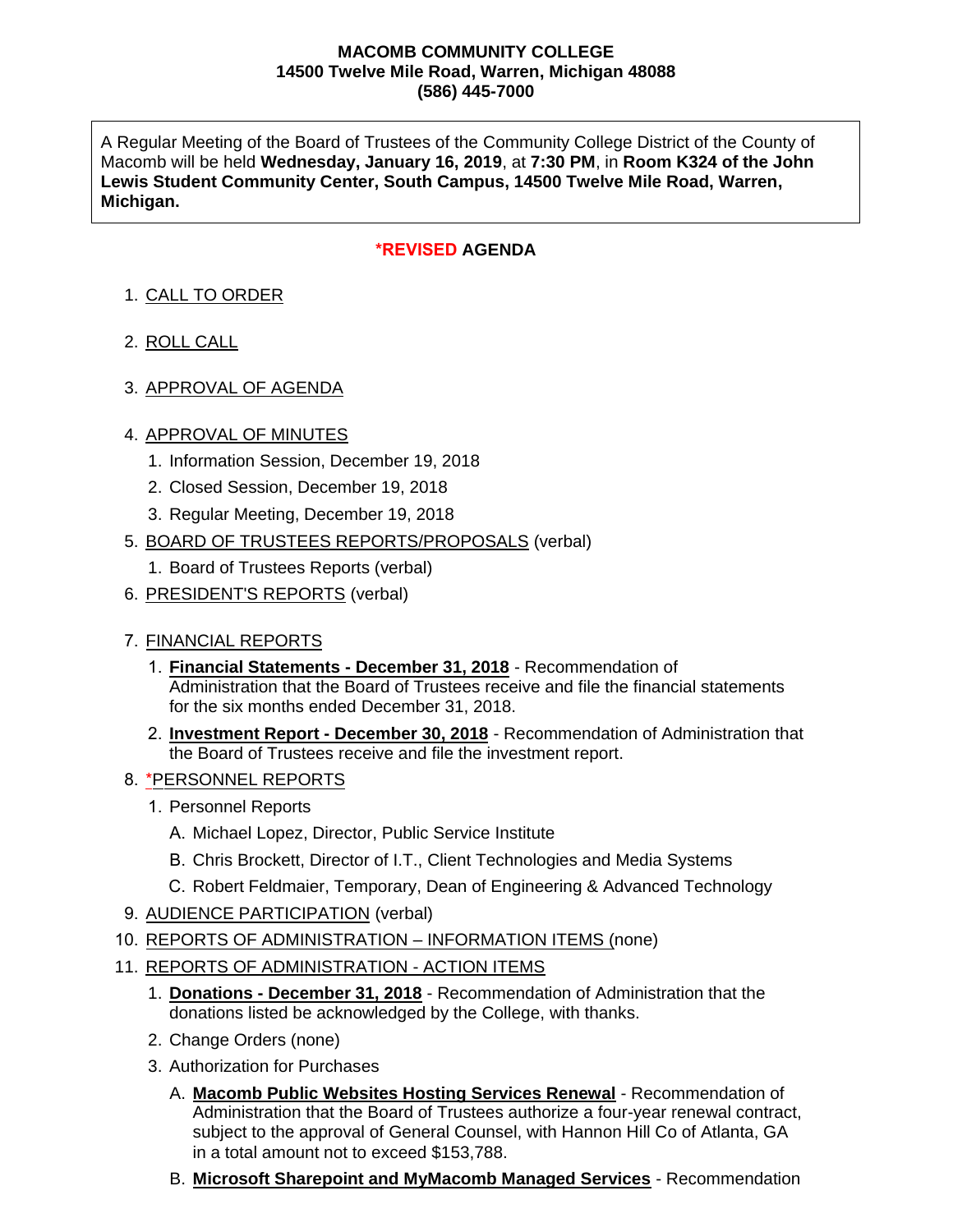**MACOMB COMMUNITY COLLEGE**
**14500 Twelve Mile Road, Warren, Michigan 48088**
**(586) 445-7000**

A Regular Meeting of the Board of Trustees of the Community College District of the County of Macomb will be held **Wednesday, January 16, 2019**, at **7:30 PM**, in **Room K324 of the John Lewis Student Community Center, South Campus, 14500 Twelve Mile Road, Warren, Michigan.**

## *REVISED AGENDA

1. CALL TO ORDER
2. ROLL CALL
3. APPROVAL OF AGENDA
4. APPROVAL OF MINUTES
   1. Information Session, December 19, 2018
   2. Closed Session, December 19, 2018
   3. Regular Meeting, December 19, 2018
5. BOARD OF TRUSTEES REPORTS/PROPOSALS (verbal)
   1. Board of Trustees Reports (verbal)
6. PRESIDENT'S REPORTS (verbal)
7. FINANCIAL REPORTS
   1. **Financial Statements - December 31, 2018** - Recommendation of Administration that the Board of Trustees receive and file the financial statements for the six months ended December 31, 2018.
   2. **Investment Report - December 30, 2018** - Recommendation of Administration that the Board of Trustees receive and file the investment report.
8. *PERSONNEL REPORTS
   1. Personnel Reports
      - A. Michael Lopez, Director, Public Service Institute
      - B. Chris Brockett, Director of I.T., Client Technologies and Media Systems
      - C. Robert Feldmaier, Temporary, Dean of Engineering & Advanced Technology
9. AUDIENCE PARTICIPATION (verbal)
10. REPORTS OF ADMINISTRATION – INFORMATION ITEMS (none)
11. REPORTS OF ADMINISTRATION - ACTION ITEMS
    1. **Donations - December 31, 2018** - Recommendation of Administration that the donations listed be acknowledged by the College, with thanks.
    2. Change Orders (none)
    3. Authorization for Purchases
       - A. **Macomb Public Websites Hosting Services Renewal** - Recommendation of Administration that the Board of Trustees authorize a four-year renewal contract, subject to the approval of General Counsel, with Hannon Hill Co of Atlanta, GA in a total amount not to exceed $153,788.
       - B. **Microsoft Sharepoint and MyMacomb Managed Services** - Recommendation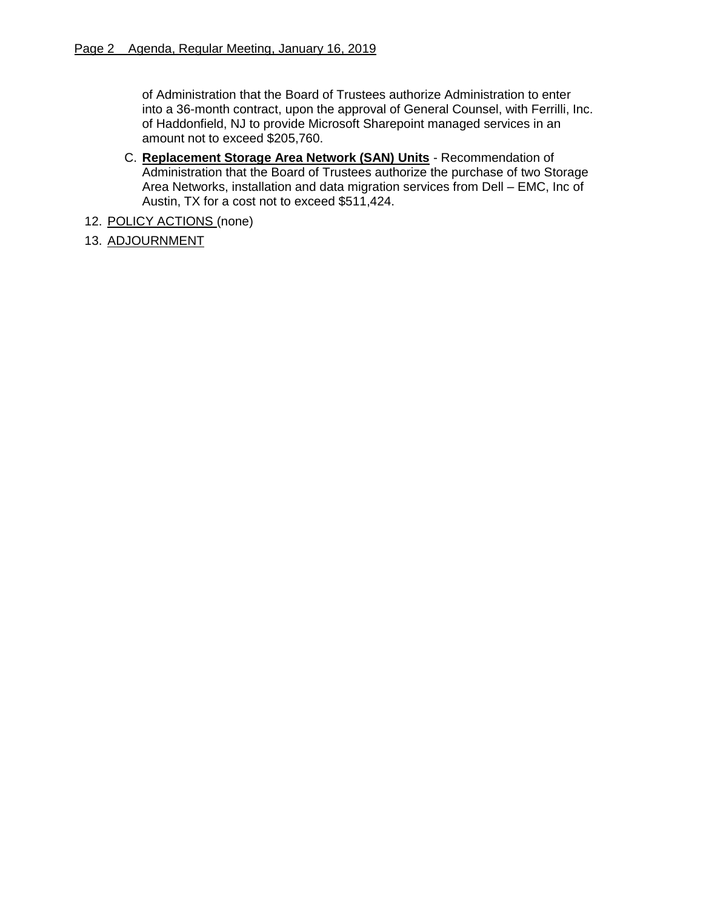of Administration that the Board of Trustees authorize Administration to enter into a 36-month contract, upon the approval of General Counsel, with Ferrilli, Inc. of Haddonfield, NJ to provide Microsoft Sharepoint managed services in an amount not to exceed $205,760.

C. **Replacement Storage Area Network (SAN) Units** - Recommendation of Administration that the Board of Trustees authorize the purchase of two Storage Area Networks, installation and data migration services from Dell – EMC, Inc of Austin, TX for a cost not to exceed $511,424.

12. POLICY ACTIONS (none)
13. ADJOURNMENT